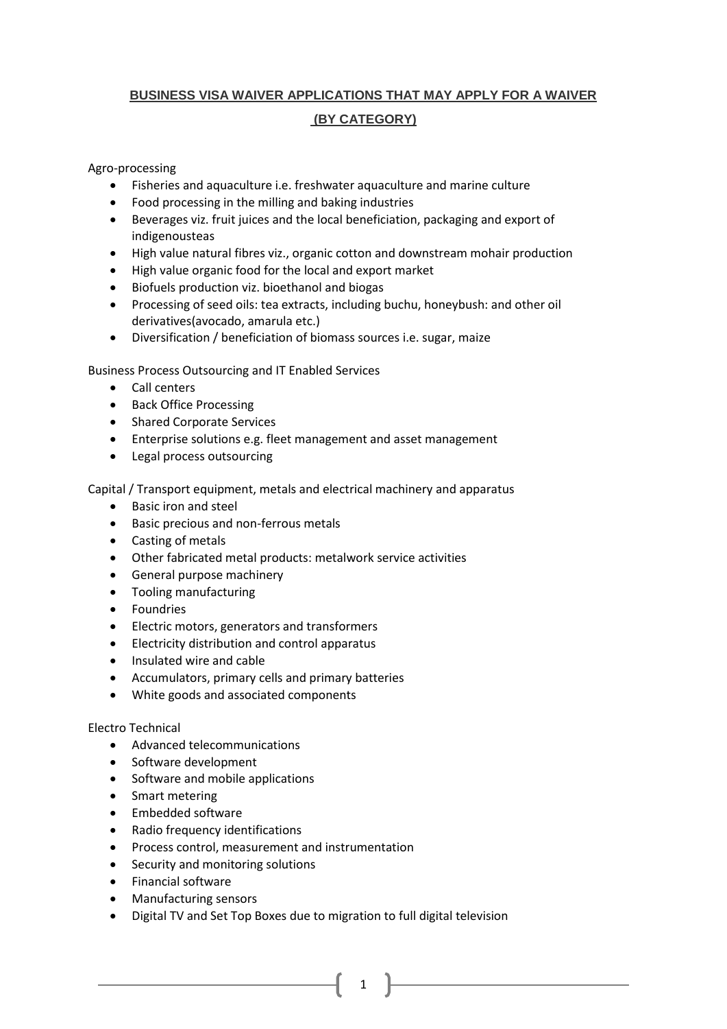## BUSINESS VISA WAIVER APPLICATIONS THAT MAY APPLY FOR A WAIVER (BY CATEGORY)

Agro-processing

- Fisheries and aquaculture i.e. freshwater aquaculture and marine culture
- Food processing in the milling and baking industries
- Beverages viz. fruit juices and the local beneficiation, packaging and export of indigenousteas
- High value natural fibres viz., organic cotton and downstream mohair production
- High value organic food for the local and export market
- Biofuels production viz. bioethanol and biogas
- Processing of seed oils: tea extracts, including buchu, honeybush: and other oil derivatives(avocado, amarula etc.)
- Diversification / beneficiation of biomass sources i.e. sugar, maize

Business Process Outsourcing and IT Enabled Services

- Call centers
- Back Office Processing
- Shared Corporate Services
- Enterprise solutions e.g. fleet management and asset management
- Legal process outsourcing

Capital / Transport equipment, metals and electrical machinery and apparatus

- Basic iron and steel
- Basic precious and non-ferrous metals
- Casting of metals
- Other fabricated metal products: metalwork service activities
- General purpose machinery
- Tooling manufacturing
- Foundries
- Electric motors, generators and transformers
- Electricity distribution and control apparatus
- Insulated wire and cable
- Accumulators, primary cells and primary batteries
- White goods and associated components

Electro Technical

- Advanced telecommunications
- Software development
- Software and mobile applications
- Smart metering
- Embedded software
- Radio frequency identifications
- Process control, measurement and instrumentation
- Security and monitoring solutions
- Financial software
- Manufacturing sensors
- Digital TV and Set Top Boxes due to migration to full digital television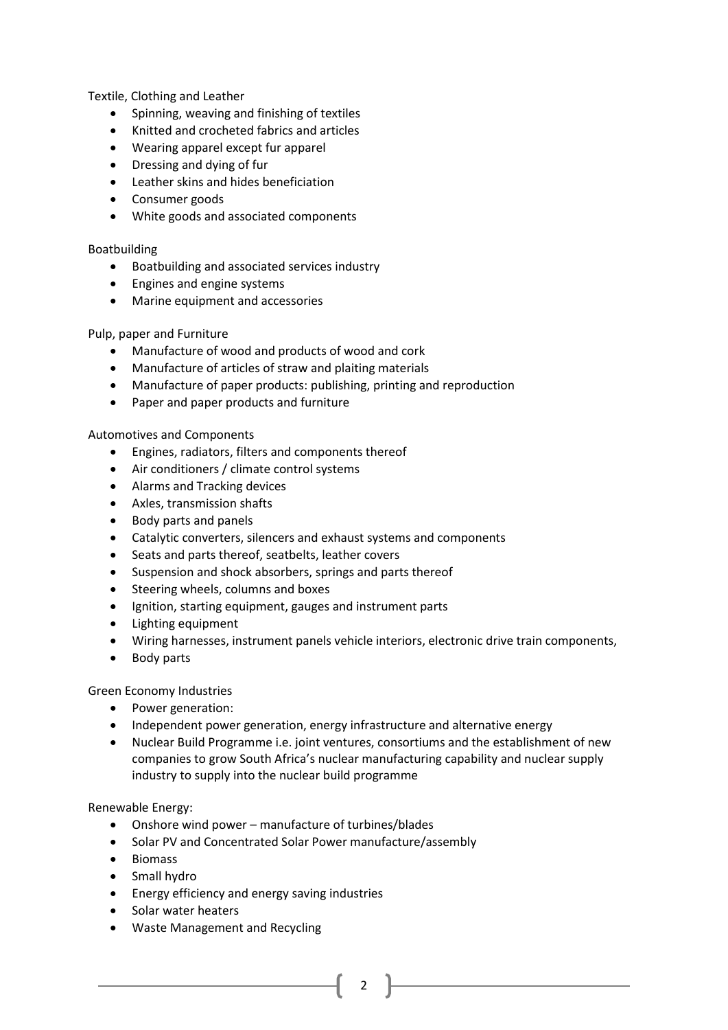Textile, Clothing and Leather

- Spinning, weaving and finishing of textiles
- Knitted and crocheted fabrics and articles
- Wearing apparel except fur apparel
- Dressing and dying of fur
- Leather skins and hides beneficiation
- Consumer goods
- White goods and associated components

Boatbuilding

- Boatbuilding and associated services industry
- Engines and engine systems
- Marine equipment and accessories

Pulp, paper and Furniture

- Manufacture of wood and products of wood and cork
- Manufacture of articles of straw and plaiting materials
- Manufacture of paper products: publishing, printing and reproduction
- Paper and paper products and furniture

Automotives and Components

- Engines, radiators, filters and components thereof
- Air conditioners / climate control systems
- Alarms and Tracking devices
- Axles, transmission shafts
- Body parts and panels
- Catalytic converters, silencers and exhaust systems and components
- Seats and parts thereof, seatbelts, leather covers
- Suspension and shock absorbers, springs and parts thereof
- Steering wheels, columns and boxes
- Ignition, starting equipment, gauges and instrument parts
- Lighting equipment
- Wiring harnesses, instrument panels vehicle interiors, electronic drive train components,
- Body parts

Green Economy Industries

- Power generation:
- Independent power generation, energy infrastructure and alternative energy
- Nuclear Build Programme i.e. joint ventures, consortiums and the establishment of new companies to grow South Africa's nuclear manufacturing capability and nuclear supply industry to supply into the nuclear build programme

Renewable Energy:

- Onshore wind power – manufacture of turbines/blades
- Solar PV and Concentrated Solar Power manufacture/assembly
- Biomass
- Small hydro
- Energy efficiency and energy saving industries
- Solar water heaters
- Waste Management and Recycling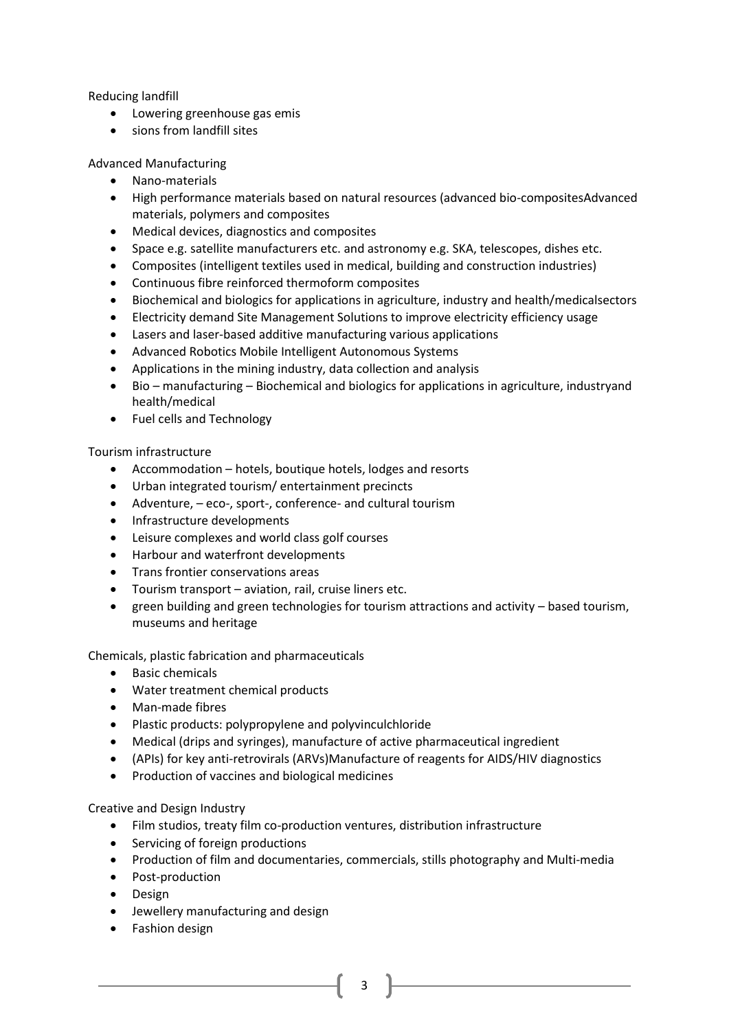Reducing landfill

- Lowering greenhouse gas emis
- sions from landfill sites

Advanced Manufacturing

- Nano-materials
- High performance materials based on natural resources (advanced bio-compositesAdvanced materials, polymers and composites
- Medical devices, diagnostics and composites
- Space e.g. satellite manufacturers etc. and astronomy e.g. SKA, telescopes, dishes etc.
- Composites (intelligent textiles used in medical, building and construction industries)
- Continuous fibre reinforced thermoform composites
- Biochemical and biologics for applications in agriculture, industry and health/medicalsectors
- Electricity demand Site Management Solutions to improve electricity efficiency usage
- Lasers and laser-based additive manufacturing various applications
- Advanced Robotics Mobile Intelligent Autonomous Systems
- Applications in the mining industry, data collection and analysis
- Bio – manufacturing – Biochemical and biologics for applications in agriculture, industryand health/medical
- Fuel cells and Technology

Tourism infrastructure

- Accommodation – hotels, boutique hotels, lodges and resorts
- Urban integrated tourism/ entertainment precincts
- Adventure, – eco-, sport-, conference- and cultural tourism
- Infrastructure developments
- Leisure complexes and world class golf courses
- Harbour and waterfront developments
- Trans frontier conservations areas
- Tourism transport – aviation, rail, cruise liners etc.
- green building and green technologies for tourism attractions and activity – based tourism, museums and heritage

Chemicals, plastic fabrication and pharmaceuticals

- Basic chemicals
- Water treatment chemical products
- Man-made fibres
- Plastic products: polypropylene and polyvinculchloride
- Medical (drips and syringes), manufacture of active pharmaceutical ingredient
- (APIs) for key anti-retrovirals (ARVs)Manufacture of reagents for AIDS/HIV diagnostics
- Production of vaccines and biological medicines

Creative and Design Industry

- Film studios, treaty film co-production ventures, distribution infrastructure
- Servicing of foreign productions
- Production of film and documentaries, commercials, stills photography and Multi-media
- Post-production
- Design
- Jewellery manufacturing and design
- Fashion design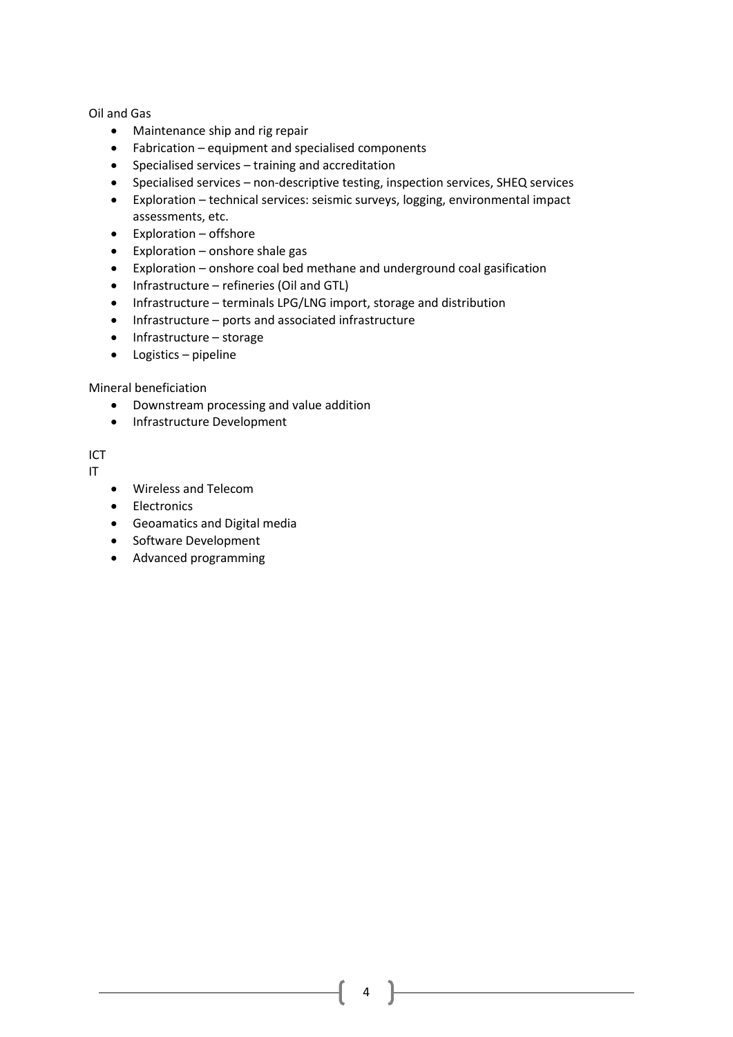Oil and Gas

- Maintenance ship and rig repair
- Fabrication – equipment and specialised components
- Specialised services – training and accreditation
- Specialised services – non-descriptive testing, inspection services, SHEQ services
- Exploration – technical services: seismic surveys, logging, environmental impact assessments, etc.
- Exploration – offshore
- Exploration – onshore shale gas
- Exploration – onshore coal bed methane and underground coal gasification
- Infrastructure – refineries (Oil and GTL)
- Infrastructure – terminals LPG/LNG import, storage and distribution
- Infrastructure – ports and associated infrastructure
- Infrastructure – storage
- Logistics – pipeline

Mineral beneficiation

- Downstream processing and value addition
- Infrastructure Development

ICT

IT

- Wireless and Telecom
- Electronics
- Geoamatics and Digital media
- Software Development
- Advanced programming